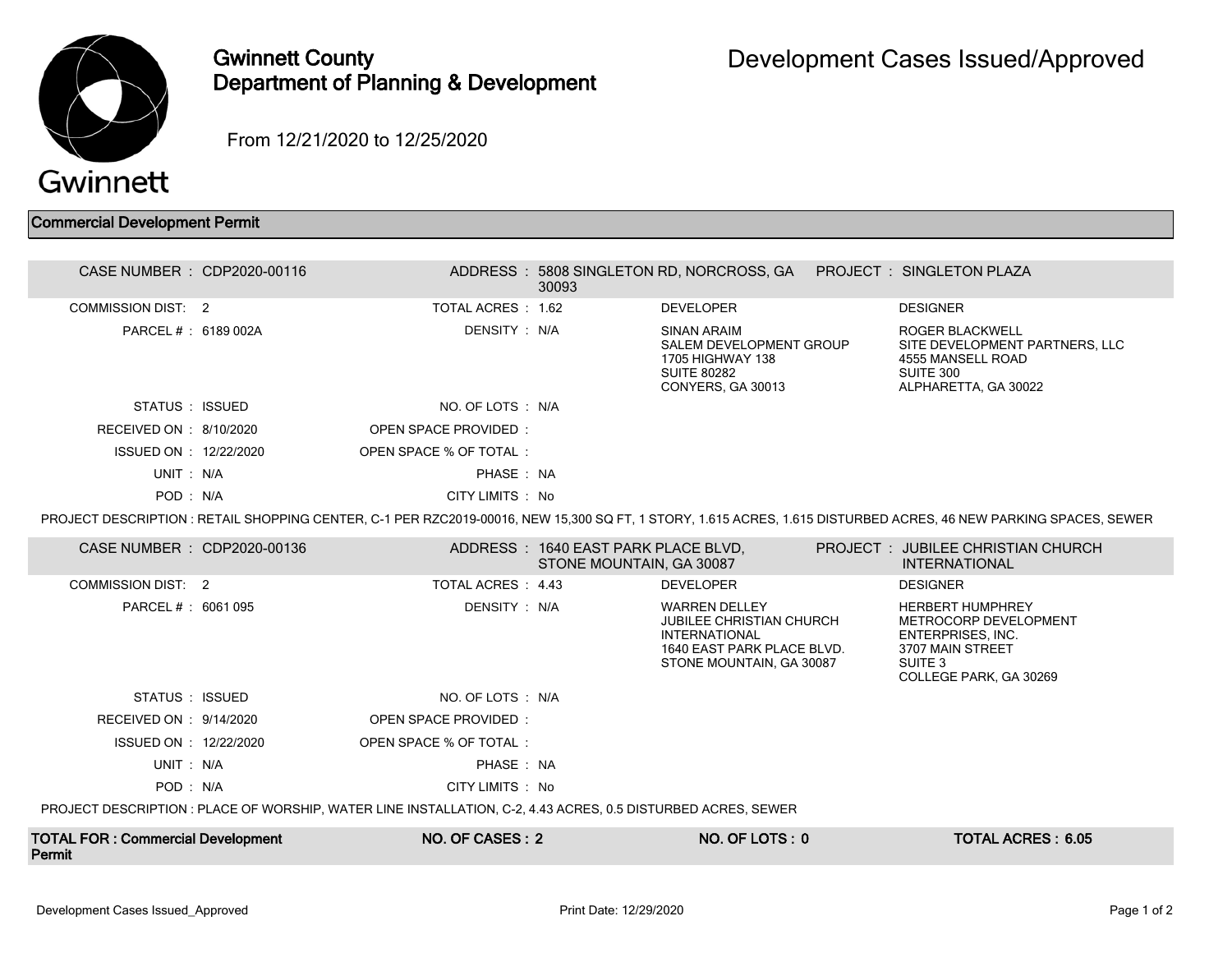# Gwinnett County Department of Planning & Development

# Development Cases Issued/Approved

From 12/21/2020 to 12/25/2020

## Commercial Development Permit

**CASE NUMBER :** CDP2020-00116
**ADDRESS :** 5808 SINGLETON RD, NORCROSS, GA 30093
**PROJECT :** SINGLETON PLAZA

| | | | |
|---|---|---|---|
| COMMISSION DIST. : 2 | TOTAL ACRES : 1.62 | | |
| PARCEL # : 6189 002A | DENSITY : N/A | | |
| STATUS : ISSUED | NO. OF LOTS : N/A | | |
| RECEIVED ON : 8/10/2020 | OPEN SPACE PROVIDED : | | |
| ISSUED ON : 12/22/2020 | OPEN SPACE % OF TOTAL : | | |
| UNIT : N/A | PHASE : NA | | |
| POD : N/A | CITY LIMITS : No | | |

**DEVELOPER**
SINAN ARAIM
SALEM DEVELOPMENT GROUP
1705 HIGHWAY 138
SUITE 80282
CONYERS, GA 30013

**DESIGNER**
ROGER BLACKWELL
SITE DEVELOPMENT PARTNERS, LLC
4555 MANSELL ROAD
SUITE 300
ALPHARETTA, GA 30022

PROJECT DESCRIPTION : RETAIL SHOPPING CENTER, C-1 PER RZC2019-00016, NEW 15,300 SQ FT, 1 STORY, 1.615 ACRES, 1.615 DISTURBED ACRES, 46 NEW PARKING SPACES, SEWER

---

**CASE NUMBER :** CDP2020-00136
**ADDRESS :** 1640 EAST PARK PLACE BLVD, STONE MOUNTAIN, GA 30087
**PROJECT :** JUBILEE CHRISTIAN CHURCH INTERNATIONAL

| | | | |
|---|---|---|---|
| COMMISSION DIST. : 2 | TOTAL ACRES : 4.43 | | |
| PARCEL # : 6061 095 | DENSITY : N/A | | |
| STATUS : ISSUED | NO. OF LOTS : N/A | | |
| RECEIVED ON : 9/14/2020 | OPEN SPACE PROVIDED : | | |
| ISSUED ON : 12/22/2020 | OPEN SPACE % OF TOTAL : | | |
| UNIT : N/A | PHASE : NA | | |
| POD : N/A | CITY LIMITS : No | | |

**DEVELOPER**
WARREN DELLEY
JUBILEE CHRISTIAN CHURCH INTERNATIONAL
1640 EAST PARK PLACE BLVD.
STONE MOUNTAIN, GA 30087

**DESIGNER**
HERBERT HUMPHREY
METROCORP DEVELOPMENT ENTERPRISES, INC.
3707 MAIN STREET
SUITE 3
COLLEGE PARK, GA 30269

PROJECT DESCRIPTION : PLACE OF WORSHIP, WATER LINE INSTALLATION, C-2, 4.43 ACRES, 0.5 DISTURBED ACRES, SEWER

---

| TOTAL FOR : Commercial Development Permit | NO. OF CASES : 2 | NO. OF LOTS : 0 | TOTAL ACRES : 6.05 |
|---|---|---|---|

Print Date: 12/29/2020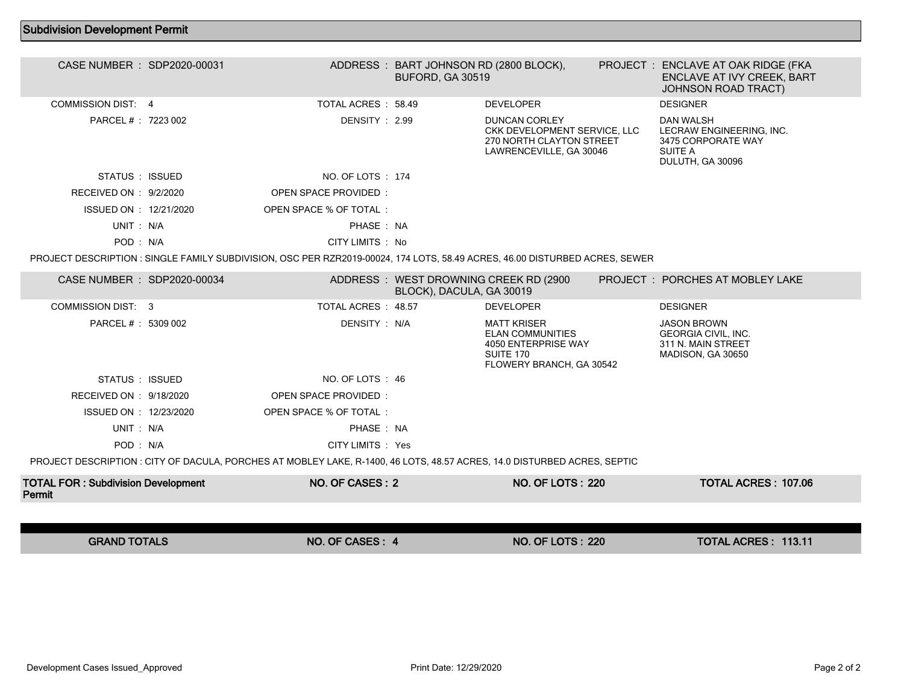## Subdivision Development Permit

| | | | |
|---|---|---|---|
| CASE NUMBER : SDP2020-00031 | ADDRESS : BART JOHNSON RD (2800 BLOCK), BUFORD, GA 30519 | | PROJECT : ENCLAVE AT OAK RIDGE (FKA ENCLAVE AT IVY CREEK, BART JOHNSON ROAD TRACT) |
| COMMISSION DIST: 4 | TOTAL ACRES : 58.49 | DEVELOPER | DESIGNER |
| PARCEL # : 7223 002 | DENSITY : 2.99 | DUNCAN CORLEY<br>CKK DEVELOPMENT SERVICE, LLC<br>270 NORTH CLAYTON STREET<br>LAWRENCEVILLE, GA 30046 | DAN WALSH<br>LECRAW ENGINEERING, INC.<br>3475 CORPORATE WAY<br>SUITE A<br>DULUTH, GA 30096 |
| STATUS : ISSUED | NO. OF LOTS : 174 | | |
| RECEIVED ON : 9/2/2020 | OPEN SPACE PROVIDED : | | |
| ISSUED ON : 12/21/2020 | OPEN SPACE % OF TOTAL : | | |
| UNIT : N/A | PHASE : NA | | |
| POD : N/A | CITY LIMITS : No | | |

PROJECT DESCRIPTION : SINGLE FAMILY SUBDIVISION, OSC PER RZR2019-00024, 174 LOTS, 58.49 ACRES, 46.00 DISTURBED ACRES, SEWER

| | | | |
|---|---|---|---|
| CASE NUMBER : SDP2020-00034 | ADDRESS : WEST DROWNING CREEK RD (2900 BLOCK), DACULA, GA 30019 | | PROJECT : PORCHES AT MOBLEY LAKE |
| COMMISSION DIST: 3 | TOTAL ACRES : 48.57 | DEVELOPER | DESIGNER |
| PARCEL # : 5309 002 | DENSITY : N/A | MATT KRISER<br>ELAN COMMUNITIES<br>4050 ENTERPRISE WAY<br>SUITE 170<br>FLOWERY BRANCH, GA 30542 | JASON BROWN<br>GEORGIA CIVIL, INC.<br>311 N. MAIN STREET<br>MADISON, GA 30650 |
| STATUS : ISSUED | NO. OF LOTS : 46 | | |
| RECEIVED ON : 9/18/2020 | OPEN SPACE PROVIDED : | | |
| ISSUED ON : 12/23/2020 | OPEN SPACE % OF TOTAL : | | |
| UNIT : N/A | PHASE : NA | | |
| POD : N/A | CITY LIMITS : Yes | | |

PROJECT DESCRIPTION : CITY OF DACULA, PORCHES AT MOBLEY LAKE, R-1400, 46 LOTS, 48.57 ACRES, 14.0 DISTURBED ACRES, SEPTIC

| | | | |
|---|---|---|---|
| **TOTAL FOR : Subdivision Development Permit** | **NO. OF CASES : 2** | **NO. OF LOTS : 220** | **TOTAL ACRES : 107.06** |
| **GRAND TOTALS** | **NO. OF CASES : 4** | **NO. OF LOTS : 220** | **TOTAL ACRES : 113.11** |

Development Cases Issued_Approved

Print Date: 12/29/2020